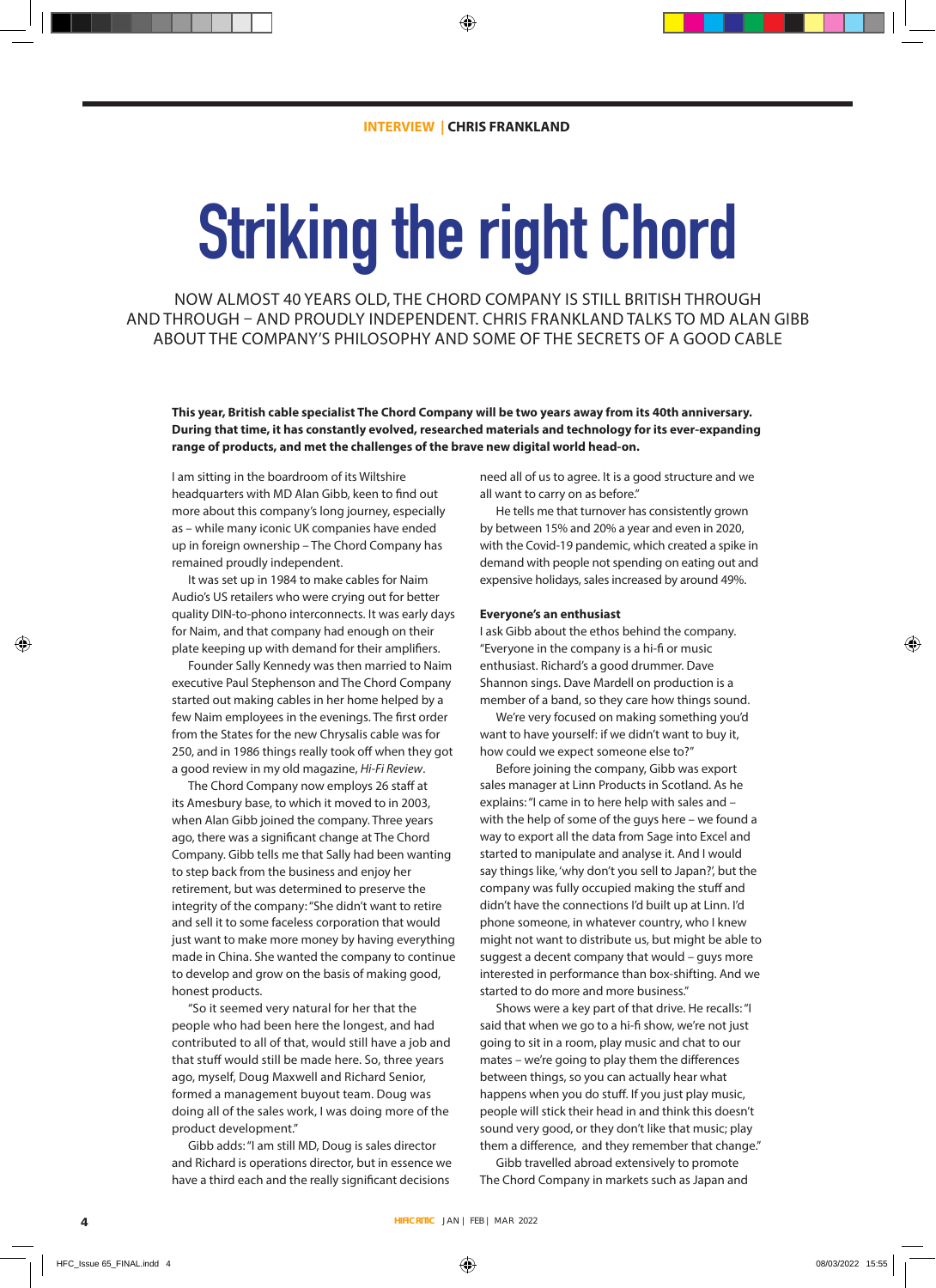INTERVIEW | **CHRIS FRANKLAND**

# Striking the right Chord

NOW ALMOST 40 YEARS OLD, THE CHORD COMPANY IS STILL BRITISH THROUGH AND THROUGH – AND PROUDLY INDEPENDENT. CHRIS FRANKLAND TALKS TO MD ALAN GIBB ABOUT THE COMPANY'S PHILOSOPHY AND SOME OF THE SECRETS OF A GOOD CABLE

**This year, British cable specialist The Chord Company will be two years away from its 40th anniversary. During that time, it has constantly evolved, researched materials and technology for its ever-expanding range of products, and met the challenges of the brave new digital world head-on.**

I am sitting in the boardroom of its Wiltshire headquarters with MD Alan Gibb, keen to find out more about this company's long journey, especially as – while many iconic UK companies have ended up in foreign ownership – The Chord Company has remained proudly independent.

It was set up in 1984 to make cables for Naim Audio's US retailers who were crying out for better quality DIN-to-phono interconnects. It was early days for Naim, and that company had enough on their plate keeping up with demand for their amplifiers.

Founder Sally Kennedy was then married to Naim executive Paul Stephenson and The Chord Company started out making cables in her home helped by a few Naim employees in the evenings. The first order from the States for the new Chrysalis cable was for 250, and in 1986 things really took off when they got a good review in my old magazine, *Hi-Fi Review*.

The Chord Company now employs 26 staff at its Amesbury base, to which it moved to in 2003, when Alan Gibb joined the company. Three years ago, there was a significant change at The Chord Company. Gibb tells me that Sally had been wanting to step back from the business and enjoy her retirement, but was determined to preserve the integrity of the company: "She didn't want to retire and sell it to some faceless corporation that would just want to make more money by having everything made in China. She wanted the company to continue to develop and grow on the basis of making good, honest products.

"So it seemed very natural for her that the people who had been here the longest, and had contributed to all of that, would still have a job and that stuff would still be made here. So, three years ago, myself, Doug Maxwell and Richard Senior, formed a management buyout team. Doug was doing all of the sales work, I was doing more of the product development."

Gibb adds: "I am still MD, Doug is sales director and Richard is operations director, but in essence we have a third each and the really significant decisions need all of us to agree. It is a good structure and we all want to carry on as before."

He tells me that turnover has consistently grown by between 15% and 20% a year and even in 2020, with the Covid-19 pandemic, which created a spike in demand with people not spending on eating out and expensive holidays, sales increased by around 49%.

**Everyone's an enthusiast**

I ask Gibb about the ethos behind the company. "Everyone in the company is a hi-fi or music enthusiast. Richard's a good drummer. Dave Shannon sings. Dave Mardell on production is a member of a band, so they care how things sound.

We're very focused on making something you'd want to have yourself: if we didn't want to buy it, how could we expect someone else to?"

Before joining the company, Gibb was export sales manager at Linn Products in Scotland. As he explains: "I came in to here help with sales and – with the help of some of the guys here – we found a way to export all the data from Sage into Excel and started to manipulate and analyse it. And I would say things like, 'why don't you sell to Japan?', but the company was fully occupied making the stuff and didn't have the connections I'd built up at Linn. I'd phone someone, in whatever country, who I knew might not want to distribute us, but might be able to suggest a decent company that would – guys more interested in performance than box-shifting. And we started to do more and more business."

Shows were a key part of that drive. He recalls: "I said that when we go to a hi-fi show, we're not just going to sit in a room, play music and chat to our mates – we're going to play them the differences between things, so you can actually hear what happens when you do stuff. If you just play music, people will stick their head in and think this doesn't sound very good, or they don't like that music; play them a difference, and they remember that change."

Gibb travelled abroad extensively to promote The Chord Company in markets such as Japan and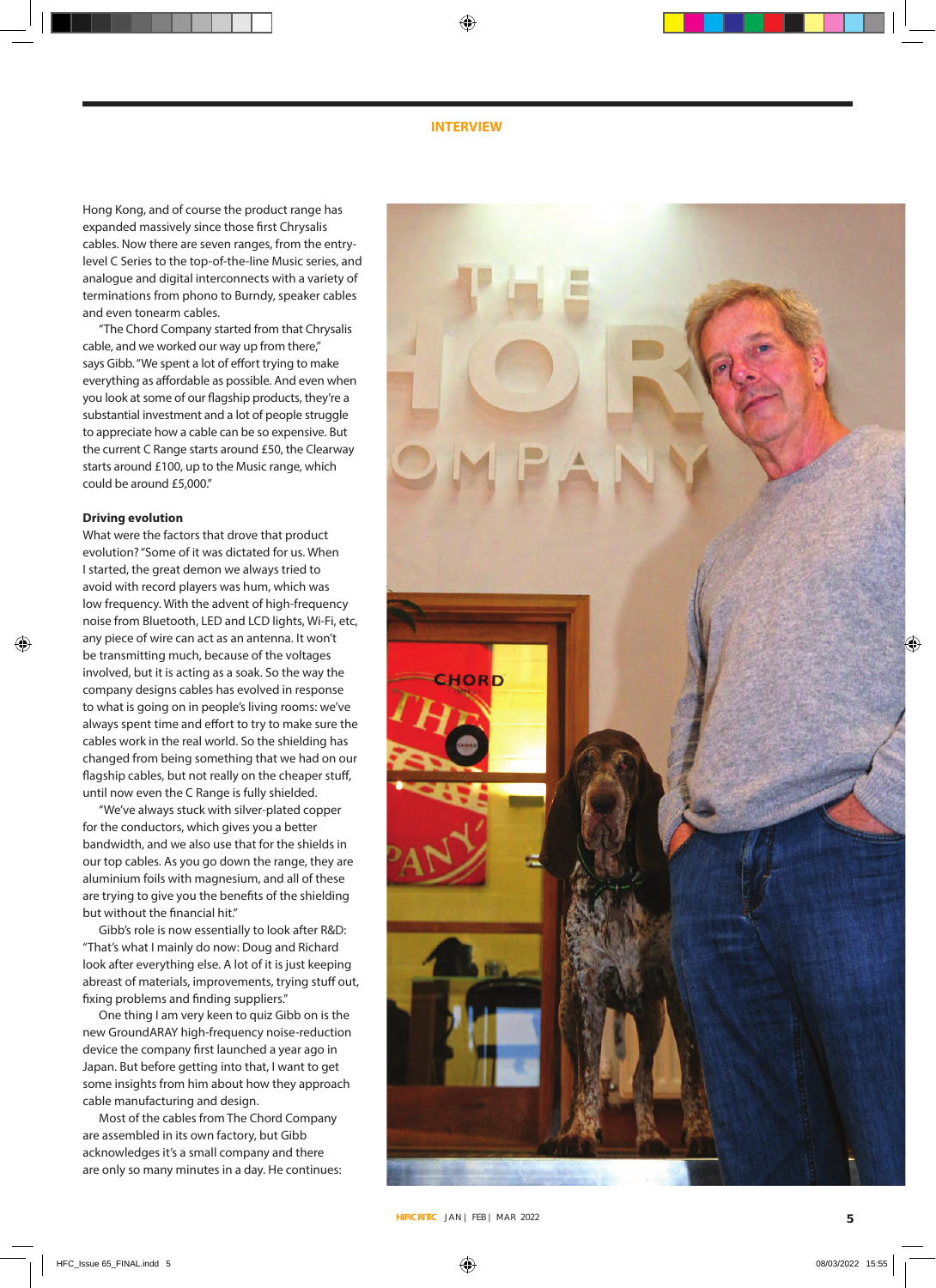Hong Kong, and of course the product range has expanded massively since those first Chrysalis cables. Now there are seven ranges, from the entry-level C Series to the top-of-the-line Music series, and analogue and digital interconnects with a variety of terminations from phono to Burndy, speaker cables and even tonearm cables.

"The Chord Company started from that Chrysalis cable, and we worked our way up from there," says Gibb. "We spent a lot of effort trying to make everything as affordable as possible. And even when you look at some of our flagship products, they're a substantial investment and a lot of people struggle to appreciate how a cable can be so expensive. But the current C Range starts around £50, the Clearway starts around £100, up to the Music range, which could be around £5,000."

**Driving evolution**

What were the factors that drove that product evolution? "Some of it was dictated for us. When I started, the great demon we always tried to avoid with record players was hum, which was low frequency. With the advent of high-frequency noise from Bluetooth, LED and LCD lights, Wi-Fi, etc, any piece of wire can act as an antenna. It won't be transmitting much, because of the voltages involved, but it is acting as a soak. So the way the company designs cables has evolved in response to what is going on in people's living rooms: we've always spent time and effort to try to make sure the cables work in the real world. So the shielding has changed from being something that we had on our flagship cables, but not really on the cheaper stuff, until now even the C Range is fully shielded.

"We've always stuck with silver-plated copper for the conductors, which gives you a better bandwidth, and we also use that for the shields in our top cables. As you go down the range, they are aluminium foils with magnesium, and all of these are trying to give you the benefits of the shielding but without the financial hit."

Gibb's role is now essentially to look after R&D: "That's what I mainly do now: Doug and Richard look after everything else. A lot of it is just keeping abreast of materials, improvements, trying stuff out, fixing problems and finding suppliers."

One thing I am very keen to quiz Gibb on is the new GroundARAY high-frequency noise-reduction device the company first launched a year ago in Japan. But before getting into that, I want to get some insights from him about how they approach cable manufacturing and design.

Most of the cables from The Chord Company are assembled in its own factory, but Gibb acknowledges it's a small company and there are only so many minutes in a day. He continues: